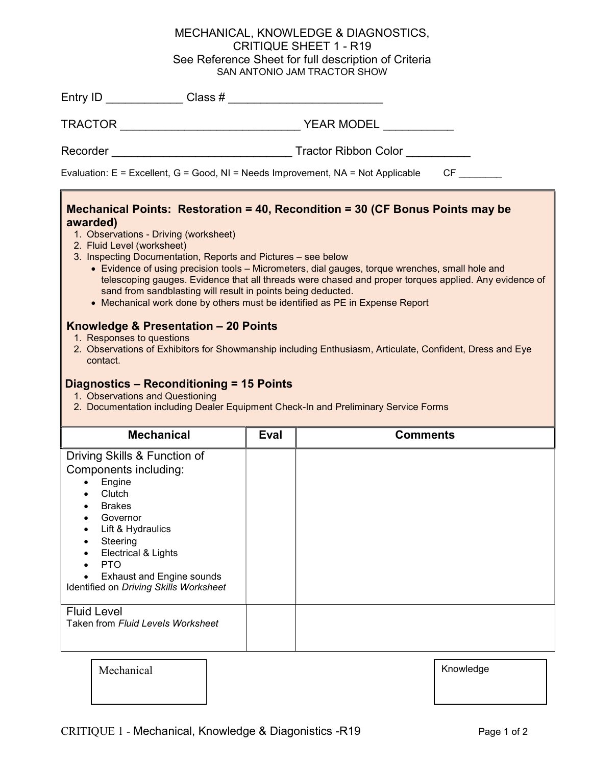# MECHANICAL, KNOWLEDGE & DIAGNOSTICS, CRITIQUE SHEET 1 - R19

See Reference Sheet for full description of Criteria

SAN ANTONIO JAM TRACTOR SHOW

Entry ID ____________ Class # ________________________

TRACTOR ____________________________ YEAR MODEL ___________

Recorder ____________________________ Tractor Ribbon Color __________

Evaluation: E = Excellent, G = Good, NI = Needs Improvement, NA = Not Applicable     CF ________

### Mechanical Points: Restoration = 40, Recondition = 30 (CF Bonus Points may be awarded)

1. Observations - Driving (worksheet)
2. Fluid Level (worksheet)
3. Inspecting Documentation, Reports and Pictures – see below
   - Evidence of using precision tools – Micrometers, dial gauges, torque wrenches, small hole and telescoping gauges. Evidence that all threads were chased and proper torques applied. Any evidence of sand from sandblasting will result in points being deducted.
   - Mechanical work done by others must be identified as PE in Expense Report

### Knowledge & Presentation – 20 Points

1. Responses to questions
2. Observations of Exhibitors for Showmanship including Enthusiasm, Articulate, Confident, Dress and Eye contact.

### Diagnostics – Reconditioning = 15 Points

1. Observations and Questioning
2. Documentation including Dealer Equipment Check-In and Preliminary Service Forms

| Mechanical | Eval | Comments |
|---|---|---|
| Driving Skills & Function of Components including:<br>• Engine<br>• Clutch<br>• Brakes<br>• Governor<br>• Lift & Hydraulics<br>• Steering<br>• Electrical & Lights<br>• PTO<br>• Exhaust and Engine sounds<br>Identified on *Driving Skills Worksheet* | | |
| Fluid Level<br>Taken from *Fluid Levels Worksheet* | | |

| Mechanical | Knowledge |
|---|---|
| | |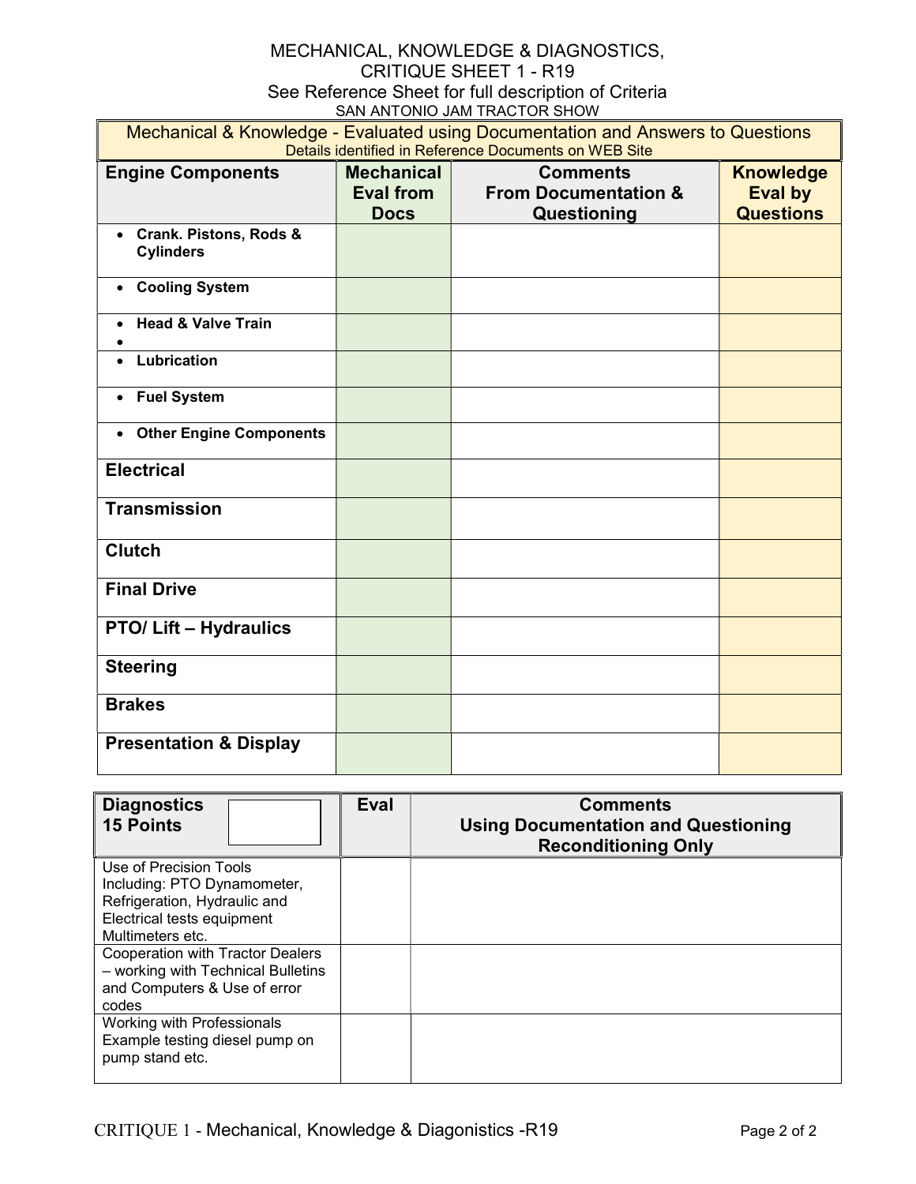# MECHANICAL, KNOWLEDGE & DIAGNOSTICS, CRITIQUE SHEET 1 - R19

See Reference Sheet for full description of Criteria

SAN ANTONIO JAM TRACTOR SHOW

| Mechanical & Knowledge - Evaluated using Documentation and Answers to Questions<br>Details identified in Reference Documents on WEB Site | | | |
|---|---|---|---|
| **Engine Components** | **Mechanical Eval from Docs** | **Comments From Documentation & Questioning** | **Knowledge Eval by Questions** |
| • **Crank. Pistons, Rods & Cylinders** | | | |
| • **Cooling System** | | | |
| • **Head & Valve Train**<br>• | | | |
| • **Lubrication** | | | |
| • **Fuel System** | | | |
| • **Other Engine Components** | | | |
| **Electrical** | | | |
| **Transmission** | | | |
| **Clutch** | | | |
| **Final Drive** | | | |
| **PTO/ Lift – Hydraulics** | | | |
| **Steering** | | | |
| **Brakes** | | | |
| **Presentation & Display** | | | |

| **Diagnostics 15 Points** | **Eval** | **Comments Using Documentation and Questioning Reconditioning Only** |
|---|---|---|
| Use of Precision Tools Including: PTO Dynamometer, Refrigeration, Hydraulic and Electrical tests equipment Multimeters etc. | | |
| Cooperation with Tractor Dealers – working with Technical Bulletins and Computers & Use of error codes | | |
| Working with Professionals Example testing diesel pump on pump stand etc. | | |

CRITIQUE 1 - Mechanical, Knowledge & Diagonistics -R19